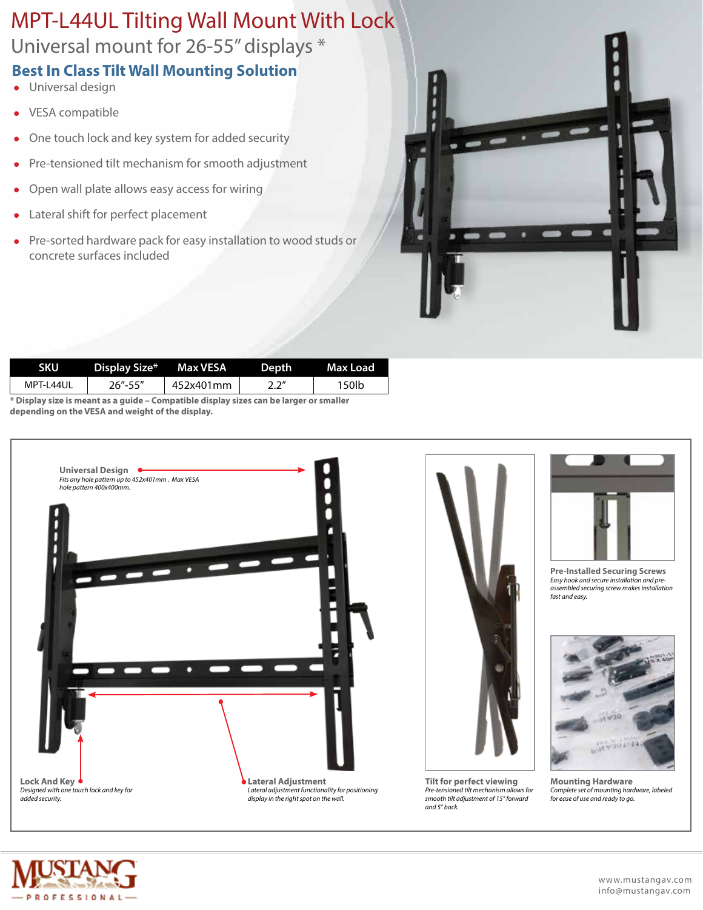# MPT-L44UL Tilting Wall Mount With Lock

Universal mount for 26-55" displays *

## Best In Class Tilt Wall Mounting Solution

- Universal design
- VESA compatible
- One touch lock and key system for added security
- Pre-tensioned tilt mechanism for smooth adjustment
- Open wall plate allows easy access for wiring
- Lateral shift for perfect placement
- Pre-sorted hardware pack for easy installation to wood studs or concrete surfaces included

| SKU | Display Size* | Max VESA | Depth | Max Load |
| --- | --- | --- | --- | --- |
| MPT-L44UL | 26"-55" | 452x401mm | 2.2" | 150lb |

**\* Display size is meant as a guide – Compatible display sizes can be larger or smaller depending on the VESA and weight of the display.**

**Universal Design**
*Fits any hole pattern up to 452x401mm. Max VESA hole pattern 400x400mm.*

**Lock And Key**
*Designed with one touch lock and key for added security.*

**Lateral Adjustment**
*Lateral adjustment functionality for positioning display in the right spot on the wall.*

**Tilt for perfect viewing**
*Pre-tensioned tilt mechanism allows for smooth tilt adjustment of 15° forward and 5° back.*

**Pre-Installed Securing Screws**
*Easy hook and secure installation and pre-assembled securing screw makes installation fast and easy.*

**Mounting Hardware**
*Complete set of mounting hardware, labeled for ease of use and ready to go.*

MUSTANG PROFESSIONAL

www.mustangav.com
info@mustangav.com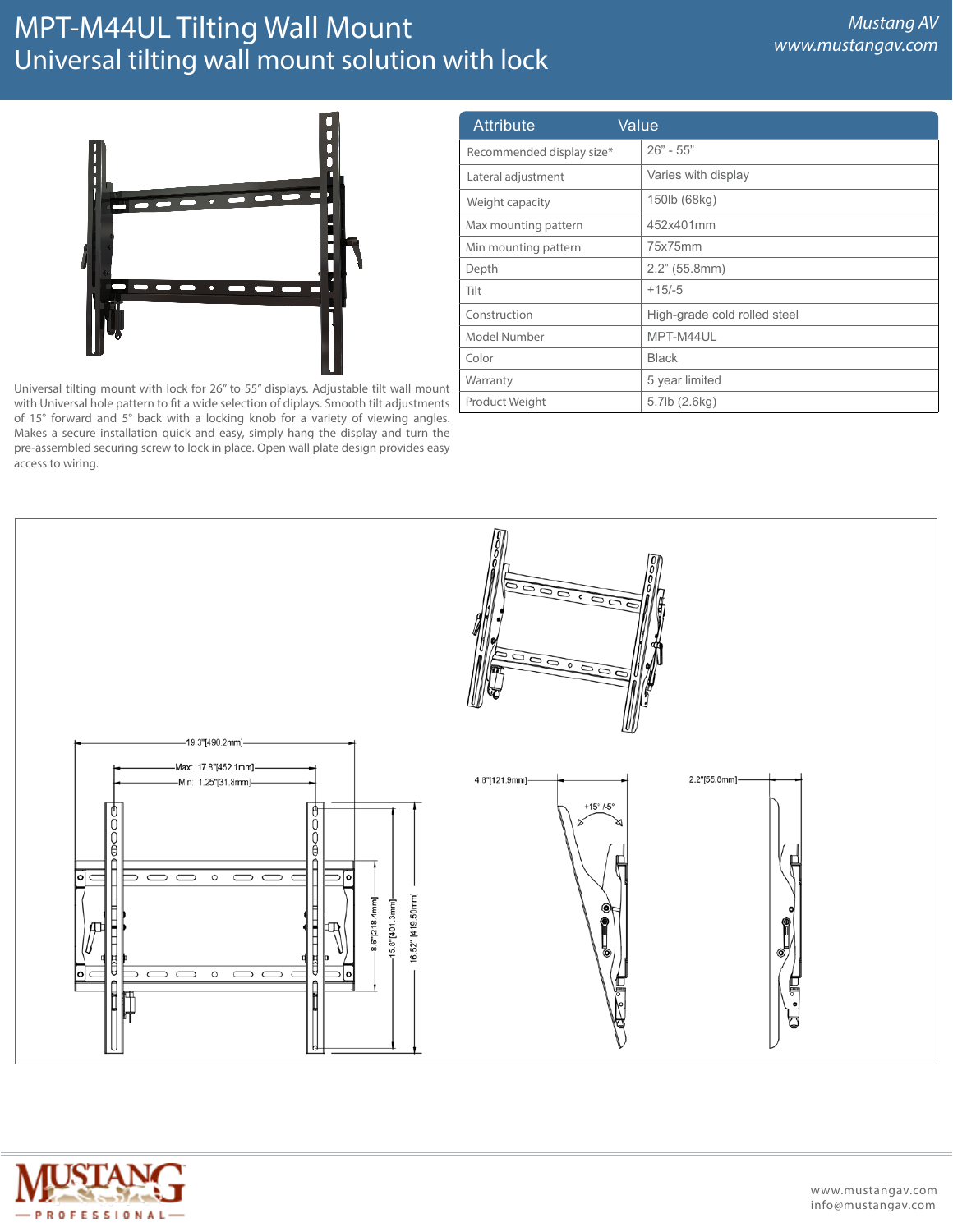# MPT-M44UL Tilting Wall Mount

## Universal tilting wall mount solution with lock

*Mustang AV*
*www.mustangav.com*

| Attribute | Value |
|---|---|
| Recommended display size* | 26" - 55" |
| Lateral adjustment | Varies with display |
| Weight capacity | 150lb (68kg) |
| Max mounting pattern | 452x401mm |
| Min mounting pattern | 75x75mm |
| Depth | 2.2" (55.8mm) |
| Tilt | +15/-5 |
| Construction | High-grade cold rolled steel |
| Model Number | MPT-M44UL |
| Color | Black |
| Warranty | 5 year limited |
| Product Weight | 5.7lb (2.6kg) |

Universal tilting mount with lock for 26" to 55" displays. Adjustable tilt wall mount with Universal hole pattern to fit a wide selection of diplays. Smooth tilt adjustments of 15° forward and 5° back with a locking knob for a variety of viewing angles. Makes a secure installation quick and easy, simply hang the display and turn the pre-assembled securing screw to lock in place. Open wall plate design provides easy access to wiring.

19.3"[490.2mm]
Max: 17.8"[452.1mm]
Min: 1.25"[31.8mm]
8.6"[218.4mm]
15.8"[401.3mm]
16.52" [419.50mm]
4.8"[121.9mm]
+15° /-5°
2.2"[55.8mm]

www.mustangav.com
info@mustangav.com